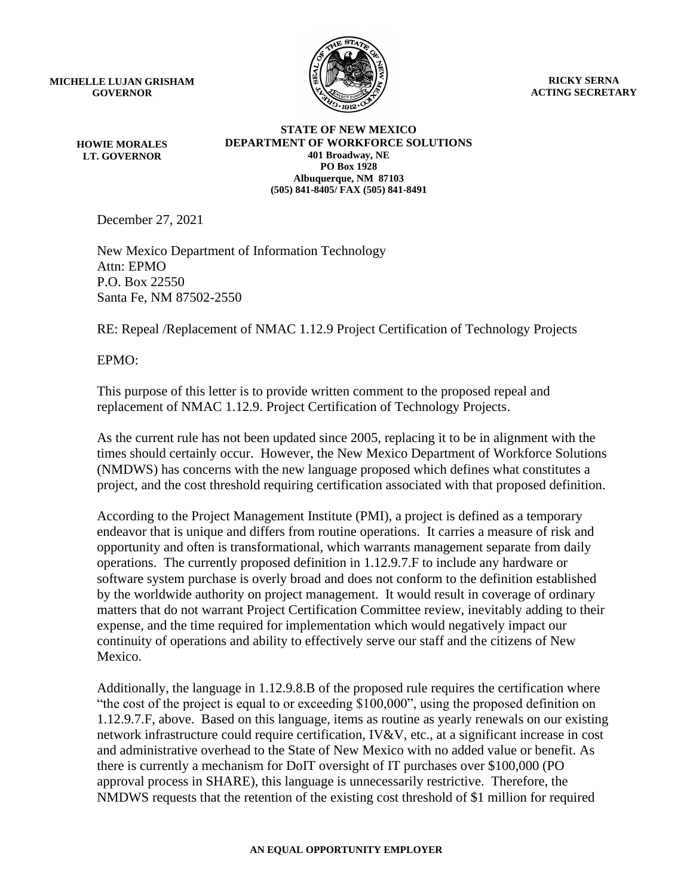**MICHELLE LUJAN GRISHAM**
**GOVERNOR**

**RICKY SERNA**
**ACTING SECRETARY**

**HOWIE MORALES**
**LT. GOVERNOR**

**STATE OF NEW MEXICO**
**DEPARTMENT OF WORKFORCE SOLUTIONS**
**401 Broadway, NE**
**PO Box 1928**
**Albuquerque, NM 87103**
**(505) 841-8405/ FAX (505) 841-8491**

December 27, 2021

New Mexico Department of Information Technology
Attn: EPMO
P.O. Box 22550
Santa Fe, NM 87502-2550

RE: Repeal /Replacement of NMAC 1.12.9 Project Certification of Technology Projects

EPMO:

This purpose of this letter is to provide written comment to the proposed repeal and replacement of NMAC 1.12.9. Project Certification of Technology Projects.

As the current rule has not been updated since 2005, replacing it to be in alignment with the times should certainly occur. However, the New Mexico Department of Workforce Solutions (NMDWS) has concerns with the new language proposed which defines what constitutes a project, and the cost threshold requiring certification associated with that proposed definition.

According to the Project Management Institute (PMI), a project is defined as a temporary endeavor that is unique and differs from routine operations. It carries a measure of risk and opportunity and often is transformational, which warrants management separate from daily operations. The currently proposed definition in 1.12.9.7.F to include any hardware or software system purchase is overly broad and does not conform to the definition established by the worldwide authority on project management. It would result in coverage of ordinary matters that do not warrant Project Certification Committee review, inevitably adding to their expense, and the time required for implementation which would negatively impact our continuity of operations and ability to effectively serve our staff and the citizens of New Mexico.

Additionally, the language in 1.12.9.8.B of the proposed rule requires the certification where "the cost of the project is equal to or exceeding $100,000", using the proposed definition on 1.12.9.7.F, above. Based on this language, items as routine as yearly renewals on our existing network infrastructure could require certification, IV&V, etc., at a significant increase in cost and administrative overhead to the State of New Mexico with no added value or benefit. As there is currently a mechanism for DoIT oversight of IT purchases over $100,000 (PO approval process in SHARE), this language is unnecessarily restrictive. Therefore, the NMDWS requests that the retention of the existing cost threshold of $1 million for required

**AN EQUAL OPPORTUNITY EMPLOYER**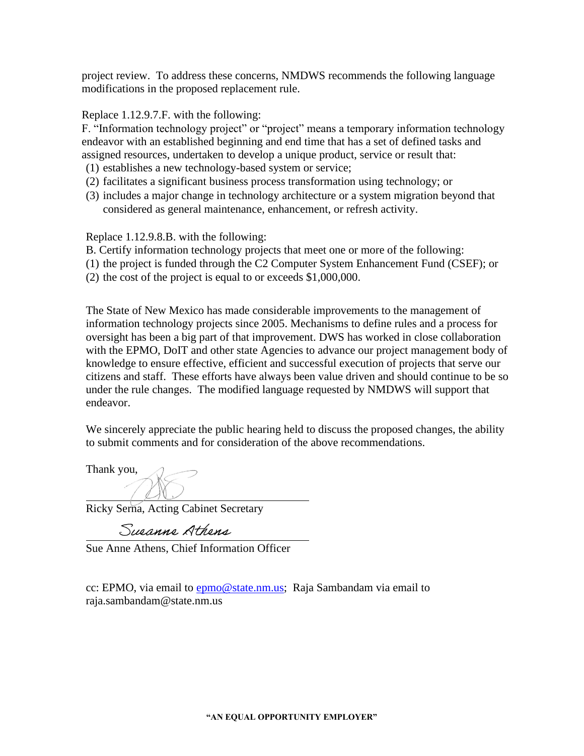project review. To address these concerns, NMDWS recommends the following language modifications in the proposed replacement rule.

Replace 1.12.9.7.F. with the following:

F. "Information technology project" or "project" means a temporary information technology endeavor with an established beginning and end time that has a set of defined tasks and assigned resources, undertaken to develop a unique product, service or result that:

(1) establishes a new technology-based system or service;
(2) facilitates a significant business process transformation using technology; or
(3) includes a major change in technology architecture or a system migration beyond that considered as general maintenance, enhancement, or refresh activity.

Replace 1.12.9.8.B. with the following:

B. Certify information technology projects that meet one or more of the following:

(1) the project is funded through the C2 Computer System Enhancement Fund (CSEF); or
(2) the cost of the project is equal to or exceeds $1,000,000.

The State of New Mexico has made considerable improvements to the management of information technology projects since 2005. Mechanisms to define rules and a process for oversight has been a big part of that improvement. DWS has worked in close collaboration with the EPMO, DoIT and other state Agencies to advance our project management body of knowledge to ensure effective, efficient and successful execution of projects that serve our citizens and staff. These efforts have always been value driven and should continue to be so under the rule changes. The modified language requested by NMDWS will support that endeavor.

We sincerely appreciate the public hearing held to discuss the proposed changes, the ability to submit comments and for consideration of the above recommendations.

Thank you,

Ricky Serna, Acting Cabinet Secretary

Sueanne Athens

Sue Anne Athens, Chief Information Officer

cc: EPMO, via email to epmo@state.nm.us; Raja Sambandam via email to raja.sambandam@state.nm.us